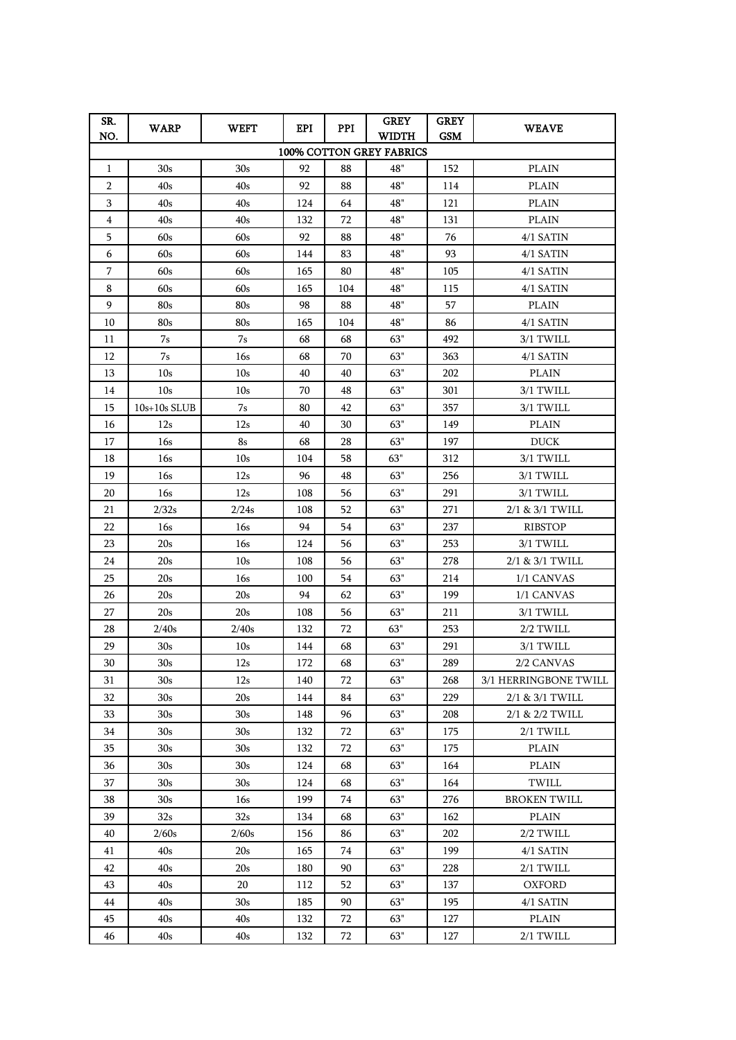| SR. NO. | WARP | WEFT | EPI | PPI | GREY WIDTH | GREY GSM | WEAVE |
|---|---|---|---|---|---|---|---|
| **100% COTTON GREY FABRICS** | | | | | | | |
| 1 | 30s | 30s | 92 | 88 | 48" | 152 | PLAIN |
| 2 | 40s | 40s | 92 | 88 | 48" | 114 | PLAIN |
| 3 | 40s | 40s | 124 | 64 | 48" | 121 | PLAIN |
| 4 | 40s | 40s | 132 | 72 | 48" | 131 | PLAIN |
| 5 | 60s | 60s | 92 | 88 | 48" | 76 | 4/1 SATIN |
| 6 | 60s | 60s | 144 | 83 | 48" | 93 | 4/1 SATIN |
| 7 | 60s | 60s | 165 | 80 | 48" | 105 | 4/1 SATIN |
| 8 | 60s | 60s | 165 | 104 | 48" | 115 | 4/1 SATIN |
| 9 | 80s | 80s | 98 | 88 | 48" | 57 | PLAIN |
| 10 | 80s | 80s | 165 | 104 | 48" | 86 | 4/1 SATIN |
| 11 | 7s | 7s | 68 | 68 | 63" | 492 | 3/1 TWILL |
| 12 | 7s | 16s | 68 | 70 | 63" | 363 | 4/1 SATIN |
| 13 | 10s | 10s | 40 | 40 | 63" | 202 | PLAIN |
| 14 | 10s | 10s | 70 | 48 | 63" | 301 | 3/1 TWILL |
| 15 | 10s+10s SLUB | 7s | 80 | 42 | 63" | 357 | 3/1 TWILL |
| 16 | 12s | 12s | 40 | 30 | 63" | 149 | PLAIN |
| 17 | 16s | 8s | 68 | 28 | 63" | 197 | DUCK |
| 18 | 16s | 10s | 104 | 58 | 63" | 312 | 3/1 TWILL |
| 19 | 16s | 12s | 96 | 48 | 63" | 256 | 3/1 TWILL |
| 20 | 16s | 12s | 108 | 56 | 63" | 291 | 3/1 TWILL |
| 21 | 2/32s | 2/24s | 108 | 52 | 63" | 271 | 2/1 & 3/1 TWILL |
| 22 | 16s | 16s | 94 | 54 | 63" | 237 | RIBSTOP |
| 23 | 20s | 16s | 124 | 56 | 63" | 253 | 3/1 TWILL |
| 24 | 20s | 10s | 108 | 56 | 63" | 278 | 2/1 & 3/1 TWILL |
| 25 | 20s | 16s | 100 | 54 | 63" | 214 | 1/1 CANVAS |
| 26 | 20s | 20s | 94 | 62 | 63" | 199 | 1/1 CANVAS |
| 27 | 20s | 20s | 108 | 56 | 63" | 211 | 3/1 TWILL |
| 28 | 2/40s | 2/40s | 132 | 72 | 63" | 253 | 2/2 TWILL |
| 29 | 30s | 10s | 144 | 68 | 63" | 291 | 3/1 TWILL |
| 30 | 30s | 12s | 172 | 68 | 63" | 289 | 2/2 CANVAS |
| 31 | 30s | 12s | 140 | 72 | 63" | 268 | 3/1 HERRINGBONE TWILL |
| 32 | 30s | 20s | 144 | 84 | 63" | 229 | 2/1 & 3/1 TWILL |
| 33 | 30s | 30s | 148 | 96 | 63" | 208 | 2/1 & 2/2 TWILL |
| 34 | 30s | 30s | 132 | 72 | 63" | 175 | 2/1 TWILL |
| 35 | 30s | 30s | 132 | 72 | 63" | 175 | PLAIN |
| 36 | 30s | 30s | 124 | 68 | 63" | 164 | PLAIN |
| 37 | 30s | 30s | 124 | 68 | 63" | 164 | TWILL |
| 38 | 30s | 16s | 199 | 74 | 63" | 276 | BROKEN TWILL |
| 39 | 32s | 32s | 134 | 68 | 63" | 162 | PLAIN |
| 40 | 2/60s | 2/60s | 156 | 86 | 63" | 202 | 2/2 TWILL |
| 41 | 40s | 20s | 165 | 74 | 63" | 199 | 4/1 SATIN |
| 42 | 40s | 20s | 180 | 90 | 63" | 228 | 2/1 TWILL |
| 43 | 40s | 20 | 112 | 52 | 63" | 137 | OXFORD |
| 44 | 40s | 30s | 185 | 90 | 63" | 195 | 4/1 SATIN |
| 45 | 40s | 40s | 132 | 72 | 63" | 127 | PLAIN |
| 46 | 40s | 40s | 132 | 72 | 63" | 127 | 2/1 TWILL |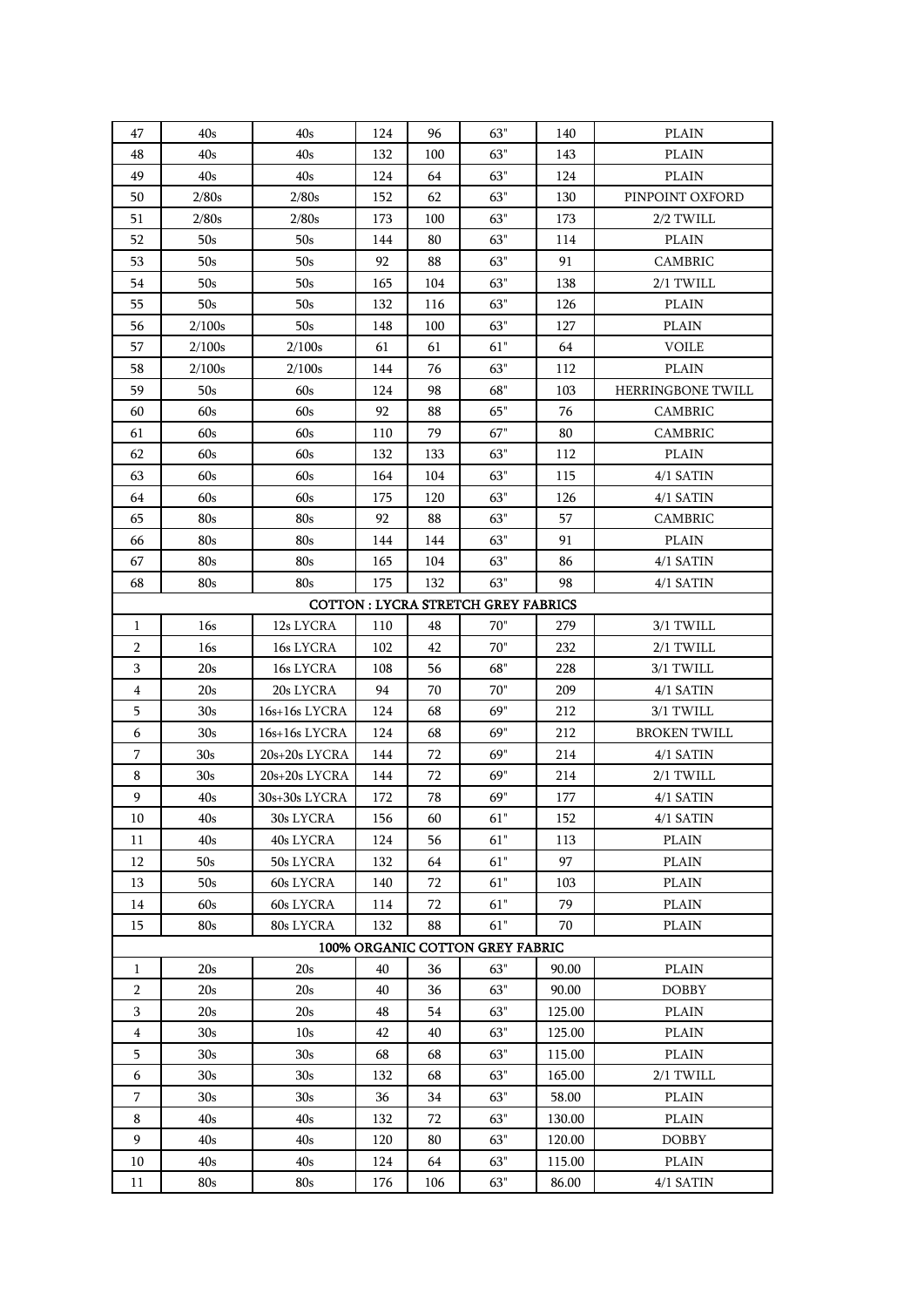| | | | | | | | |
|---|---|---|---|---|---|---|---|
| 47 | 40s | 40s | 124 | 96 | 63" | 140 | PLAIN |
| 48 | 40s | 40s | 132 | 100 | 63" | 143 | PLAIN |
| 49 | 40s | 40s | 124 | 64 | 63" | 124 | PLAIN |
| 50 | 2/80s | 2/80s | 152 | 62 | 63" | 130 | PINPOINT OXFORD |
| 51 | 2/80s | 2/80s | 173 | 100 | 63" | 173 | 2/2 TWILL |
| 52 | 50s | 50s | 144 | 80 | 63" | 114 | PLAIN |
| 53 | 50s | 50s | 92 | 88 | 63" | 91 | CAMBRIC |
| 54 | 50s | 50s | 165 | 104 | 63" | 138 | 2/1 TWILL |
| 55 | 50s | 50s | 132 | 116 | 63" | 126 | PLAIN |
| 56 | 2/100s | 50s | 148 | 100 | 63" | 127 | PLAIN |
| 57 | 2/100s | 2/100s | 61 | 61 | 61" | 64 | VOILE |
| 58 | 2/100s | 2/100s | 144 | 76 | 63" | 112 | PLAIN |
| 59 | 50s | 60s | 124 | 98 | 68" | 103 | HERRINGBONE TWILL |
| 60 | 60s | 60s | 92 | 88 | 65" | 76 | CAMBRIC |
| 61 | 60s | 60s | 110 | 79 | 67" | 80 | CAMBRIC |
| 62 | 60s | 60s | 132 | 133 | 63" | 112 | PLAIN |
| 63 | 60s | 60s | 164 | 104 | 63" | 115 | 4/1 SATIN |
| 64 | 60s | 60s | 175 | 120 | 63" | 126 | 4/1 SATIN |
| 65 | 80s | 80s | 92 | 88 | 63" | 57 | CAMBRIC |
| 66 | 80s | 80s | 144 | 144 | 63" | 91 | PLAIN |
| 67 | 80s | 80s | 165 | 104 | 63" | 86 | 4/1 SATIN |
| 68 | 80s | 80s | 175 | 132 | 63" | 98 | 4/1 SATIN |
| **COTTON : LYCRA STRETCH GREY FABRICS** | | | | | | | |
| 1 | 16s | 12s LYCRA | 110 | 48 | 70" | 279 | 3/1 TWILL |
| 2 | 16s | 16s LYCRA | 102 | 42 | 70" | 232 | 2/1 TWILL |
| 3 | 20s | 16s LYCRA | 108 | 56 | 68" | 228 | 3/1 TWILL |
| 4 | 20s | 20s LYCRA | 94 | 70 | 70" | 209 | 4/1 SATIN |
| 5 | 30s | 16s+16s LYCRA | 124 | 68 | 69" | 212 | 3/1 TWILL |
| 6 | 30s | 16s+16s LYCRA | 124 | 68 | 69" | 212 | BROKEN TWILL |
| 7 | 30s | 20s+20s LYCRA | 144 | 72 | 69" | 214 | 4/1 SATIN |
| 8 | 30s | 20s+20s LYCRA | 144 | 72 | 69" | 214 | 2/1 TWILL |
| 9 | 40s | 30s+30s LYCRA | 172 | 78 | 69" | 177 | 4/1 SATIN |
| 10 | 40s | 30s LYCRA | 156 | 60 | 61" | 152 | 4/1 SATIN |
| 11 | 40s | 40s LYCRA | 124 | 56 | 61" | 113 | PLAIN |
| 12 | 50s | 50s LYCRA | 132 | 64 | 61" | 97 | PLAIN |
| 13 | 50s | 60s LYCRA | 140 | 72 | 61" | 103 | PLAIN |
| 14 | 60s | 60s LYCRA | 114 | 72 | 61" | 79 | PLAIN |
| 15 | 80s | 80s LYCRA | 132 | 88 | 61" | 70 | PLAIN |
| **100% ORGANIC COTTON GREY FABRIC** | | | | | | | |
| 1 | 20s | 20s | 40 | 36 | 63" | 90.00 | PLAIN |
| 2 | 20s | 20s | 40 | 36 | 63" | 90.00 | DOBBY |
| 3 | 20s | 20s | 48 | 54 | 63" | 125.00 | PLAIN |
| 4 | 30s | 10s | 42 | 40 | 63" | 125.00 | PLAIN |
| 5 | 30s | 30s | 68 | 68 | 63" | 115.00 | PLAIN |
| 6 | 30s | 30s | 132 | 68 | 63" | 165.00 | 2/1 TWILL |
| 7 | 30s | 30s | 36 | 34 | 63" | 58.00 | PLAIN |
| 8 | 40s | 40s | 132 | 72 | 63" | 130.00 | PLAIN |
| 9 | 40s | 40s | 120 | 80 | 63" | 120.00 | DOBBY |
| 10 | 40s | 40s | 124 | 64 | 63" | 115.00 | PLAIN |
| 11 | 80s | 80s | 176 | 106 | 63" | 86.00 | 4/1 SATIN |